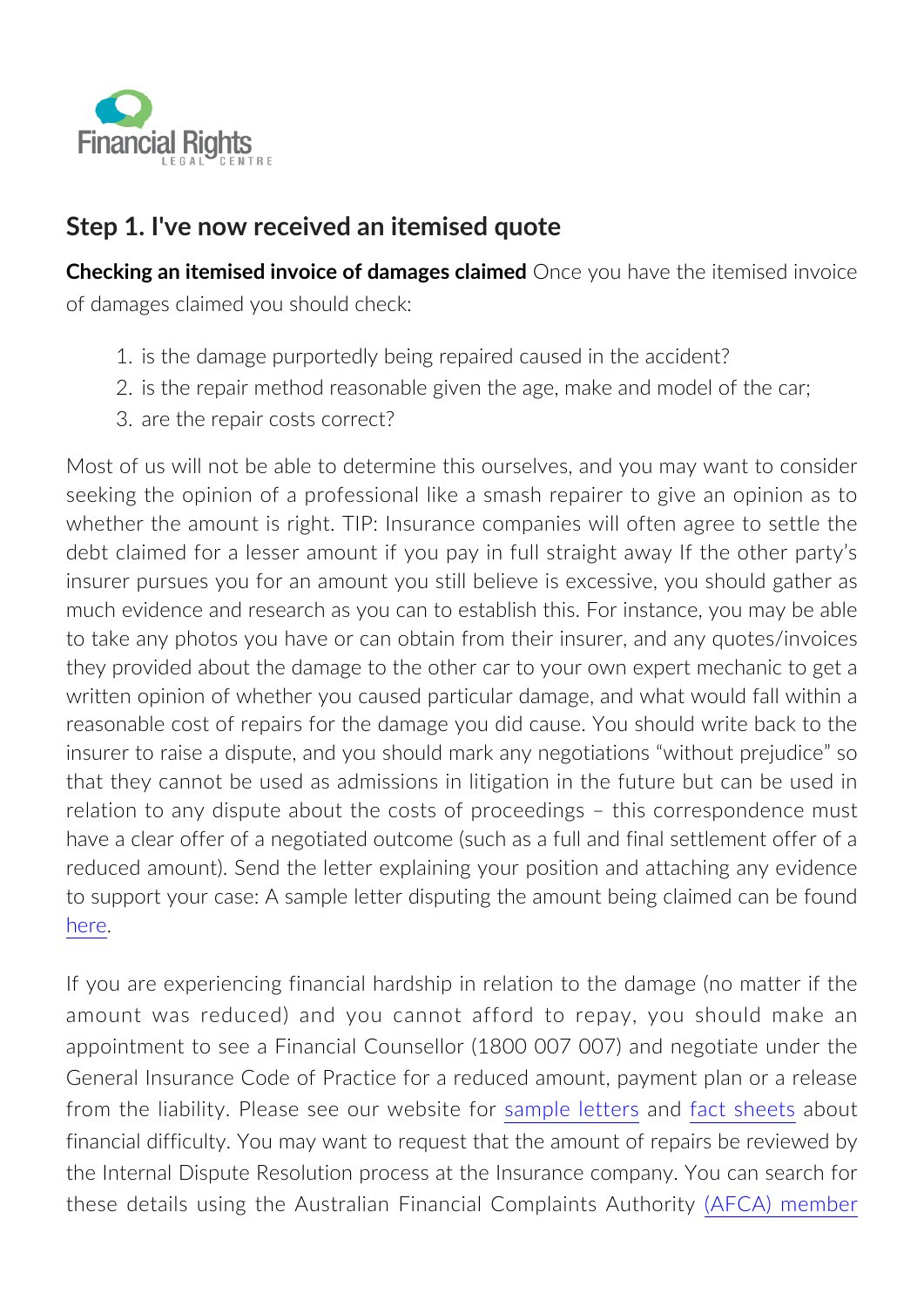Financial Rights Legal Centre

## Step 1. I've now received an itemised quote

**Checking an itemised invoice of damages claimed** Once you have the itemised invoice of damages claimed you should check:

1. is the damage purportedly being repaired caused in the accident?
2. is the repair method reasonable given the age, make and model of the car;
3. are the repair costs correct?

Most of us will not be able to determine this ourselves, and you may want to consider seeking the opinion of a professional like a smash repairer to give an opinion as to whether the amount is right. TIP: Insurance companies will often agree to settle the debt claimed for a lesser amount if you pay in full straight away If the other party's insurer pursues you for an amount you still believe is excessive, you should gather as much evidence and research as you can to establish this. For instance, you may be able to take any photos you have or can obtain from their insurer, and any quotes/invoices they provided about the damage to the other car to your own expert mechanic to get a written opinion of whether you caused particular damage, and what would fall within a reasonable cost of repairs for the damage you did cause. You should write back to the insurer to raise a dispute, and you should mark any negotiations "without prejudice" so that they cannot be used as admissions in litigation in the future but can be used in relation to any dispute about the costs of proceedings – this correspondence must have a clear offer of a negotiated outcome (such as a full and final settlement offer of a reduced amount). Send the letter explaining your position and attaching any evidence to support your case: A sample letter disputing the amount being claimed can be found here.

If you are experiencing financial hardship in relation to the damage (no matter if the amount was reduced) and you cannot afford to repay, you should make an appointment to see a Financial Counsellor (1800 007 007) and negotiate under the General Insurance Code of Practice for a reduced amount, payment plan or a release from the liability. Please see our website for sample letters and fact sheets about financial difficulty. You may want to request that the amount of repairs be reviewed by the Internal Dispute Resolution process at the Insurance company. You can search for these details using the Australian Financial Complaints Authority (AFCA) member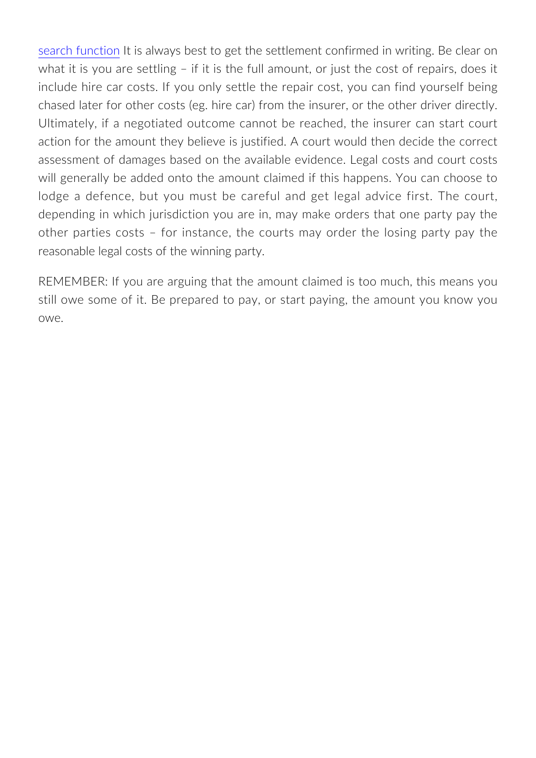[search function](#) It is always best to get the settlement confirmed in writing. Be clear on what it is you are settling – if it is the full amount, or just the cost of repairs, does it include hire car costs. If you only settle the repair cost, you can find yourself being chased later for other costs (eg. hire car) from the insurer, or the other driver directly. Ultimately, if a negotiated outcome cannot be reached, the insurer can start court action for the amount they believe is justified. A court would then decide the correct assessment of damages based on the available evidence. Legal costs and court costs will generally be added onto the amount claimed if this happens. You can choose to lodge a defence, but you must be careful and get legal advice first. The court, depending in which jurisdiction you are in, may make orders that one party pay the other parties costs – for instance, the courts may order the losing party pay the reasonable legal costs of the winning party.

REMEMBER: If you are arguing that the amount claimed is too much, this means you still owe some of it. Be prepared to pay, or start paying, the amount you know you owe.